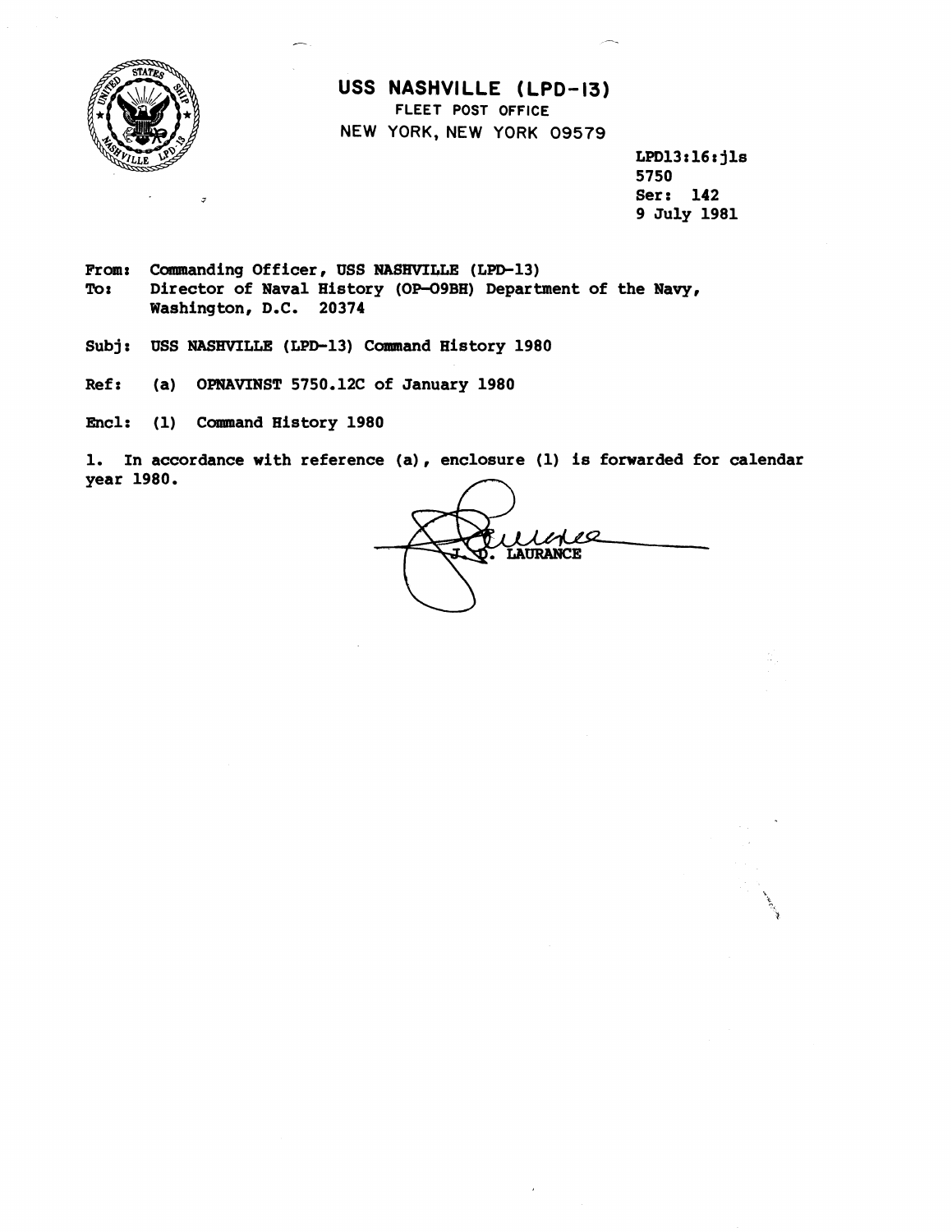# USS NASHVILLE (LPD-13)

FLEET POST OFFICE
NEW YORK, NEW YORK 09579

LPD13:16:jls
5750
Ser: 142
9 July 1981

From: Commanding Officer, USS NASHVILLE (LPD-13)
To: Director of Naval History (OP-09BH) Department of the Navy, Washington, D.C. 20374

Subj: USS NASHVILLE (LPD-13) Command History 1980

Ref: (a) OPNAVINST 5750.12C of January 1980

Encl: (1) Command History 1980

1. In accordance with reference (a), enclosure (1) is forwarded for calendar year 1980.

J. D. LAURANCE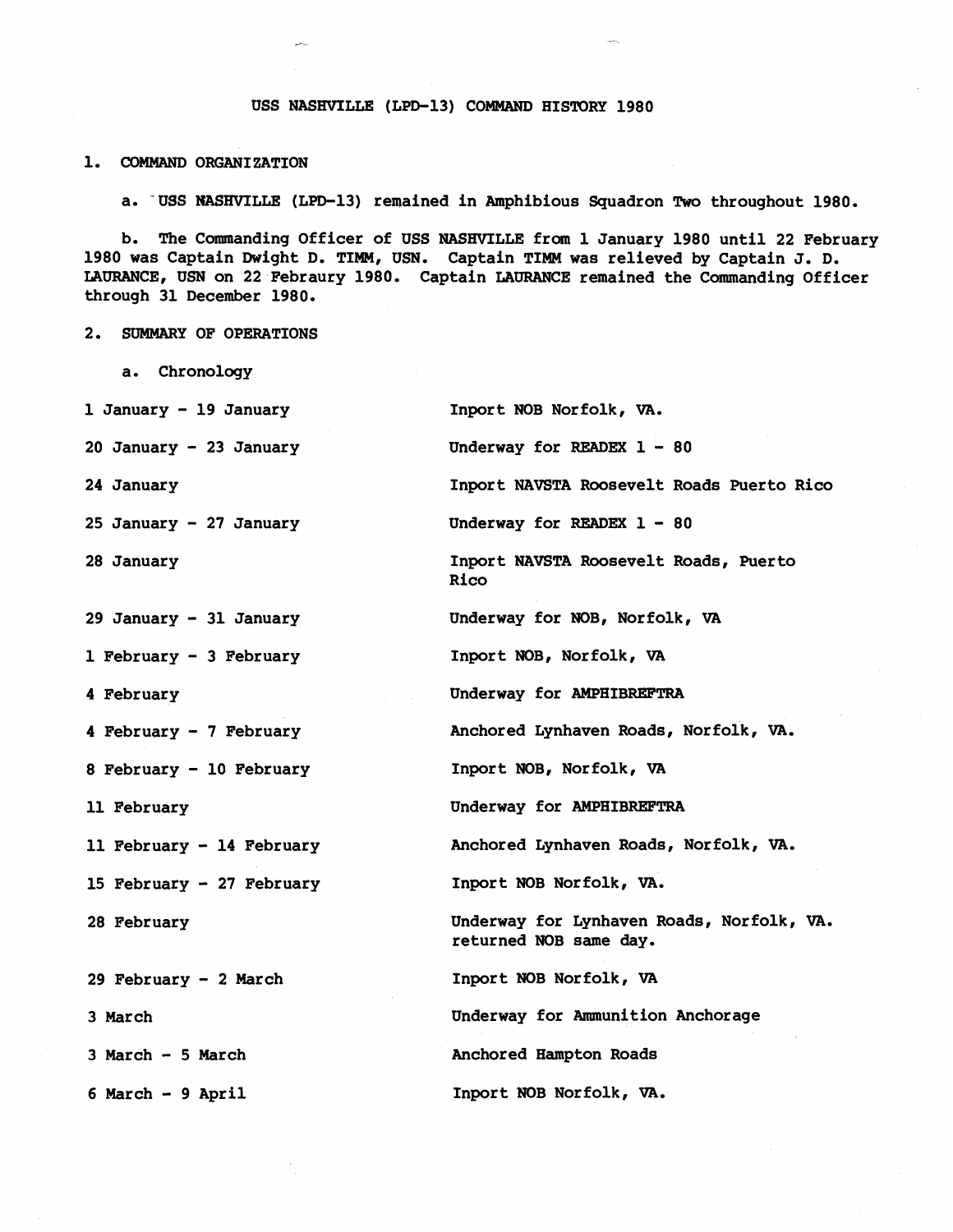# USS NASHVILLE (LPD-13) COMMAND HISTORY 1980

## 1. COMMAND ORGANIZATION

a. USS NASHVILLE (LPD-13) remained in Amphibious Squadron Two throughout 1980.

b. The Commanding Officer of USS NASHVILLE from 1 January 1980 until 22 February 1980 was Captain Dwight D. TIMM, USN. Captain TIMM was relieved by Captain J. D. LAURANCE, USN on 22 Febraury 1980. Captain LAURANCE remained the Commanding Officer through 31 December 1980.

## 2. SUMMARY OF OPERATIONS

a. Chronology

| | |
|---|---|
| 1 January - 19 January | Inport NOB Norfolk, VA. |
| 20 January - 23 January | Underway for READEX 1 - 80 |
| 24 January | Inport NAVSTA Roosevelt Roads Puerto Rico |
| 25 January - 27 January | Underway for READEX 1 - 80 |
| 28 January | Inport NAVSTA Roosevelt Roads, Puerto Rico |
| 29 January - 31 January | Underway for NOB, Norfolk, VA |
| 1 February - 3 February | Inport NOB, Norfolk, VA |
| 4 February | Underway for AMPHIBREFTRA |
| 4 February - 7 February | Anchored Lynhaven Roads, Norfolk, VA. |
| 8 February - 10 February | Inport NOB, Norfolk, VA |
| 11 February | Underway for AMPHIBREFTRA |
| 11 February - 14 February | Anchored Lynhaven Roads, Norfolk, VA. |
| 15 February - 27 February | Inport NOB Norfolk, VA. |
| 28 February | Underway for Lynhaven Roads, Norfolk, VA. returned NOB same day. |
| 29 February - 2 March | Inport NOB Norfolk, VA |
| 3 March | Underway for Ammunition Anchorage |
| 3 March - 5 March | Anchored Hampton Roads |
| 6 March - 9 April | Inport NOB Norfolk, VA. |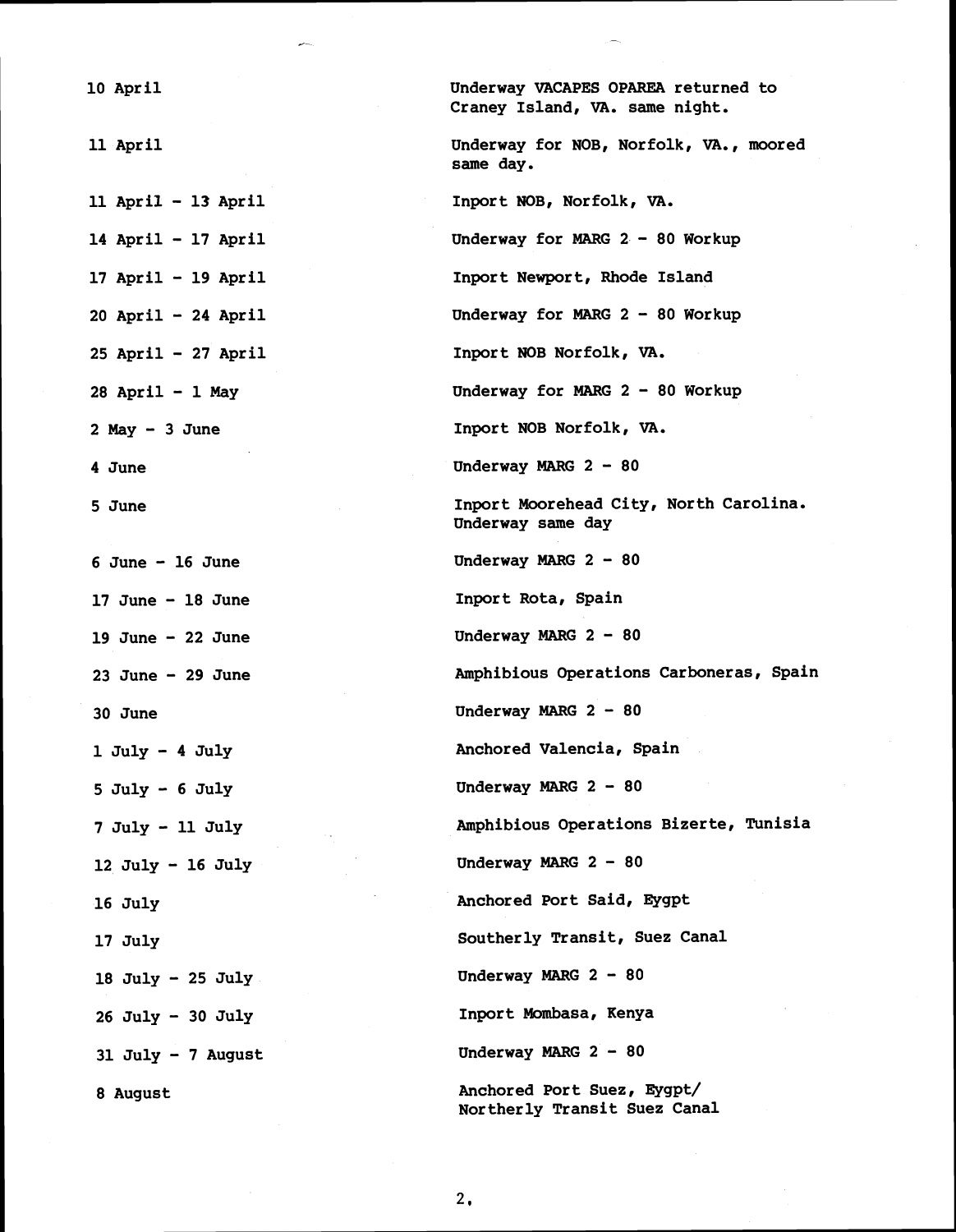| | |
|---|---|
| 10 April | Underway VACAPES OPAREA returned to Craney Island, VA. same night. |
| 11 April | Underway for NOB, Norfolk, VA., moored same day. |
| 11 April - 13 April | Inport NOB, Norfolk, VA. |
| 14 April - 17 April | Underway for MARG 2 - 80 Workup |
| 17 April - 19 April | Inport Newport, Rhode Island |
| 20 April - 24 April | Underway for MARG 2 - 80 Workup |
| 25 April - 27 April | Inport NOB Norfolk, VA. |
| 28 April - 1 May | Underway for MARG 2 - 80 Workup |
| 2 May - 3 June | Inport NOB Norfolk, VA. |
| 4 June | Underway MARG 2 - 80 |
| 5 June | Inport Moorehead City, North Carolina. Underway same day |
| 6 June - 16 June | Underway MARG 2 - 80 |
| 17 June - 18 June | Inport Rota, Spain |
| 19 June - 22 June | Underway MARG 2 - 80 |
| 23 June - 29 June | Amphibious Operations Carboneras, Spain |
| 30 June | Underway MARG 2 - 80 |
| 1 July - 4 July | Anchored Valencia, Spain |
| 5 July - 6 July | Underway MARG 2 - 80 |
| 7 July - 11 July | Amphibious Operations Bizerte, Tunisia |
| 12 July - 16 July | Underway MARG 2 - 80 |
| 16 July | Anchored Port Said, Eygpt |
| 17 July | Southerly Transit, Suez Canal |
| 18 July - 25 July | Underway MARG 2 - 80 |
| 26 July - 30 July | Inport Mombasa, Kenya |
| 31 July - 7 August | Underway MARG 2 - 80 |
| 8 August | Anchored Port Suez, Eygpt/ Northerly Transit Suez Canal |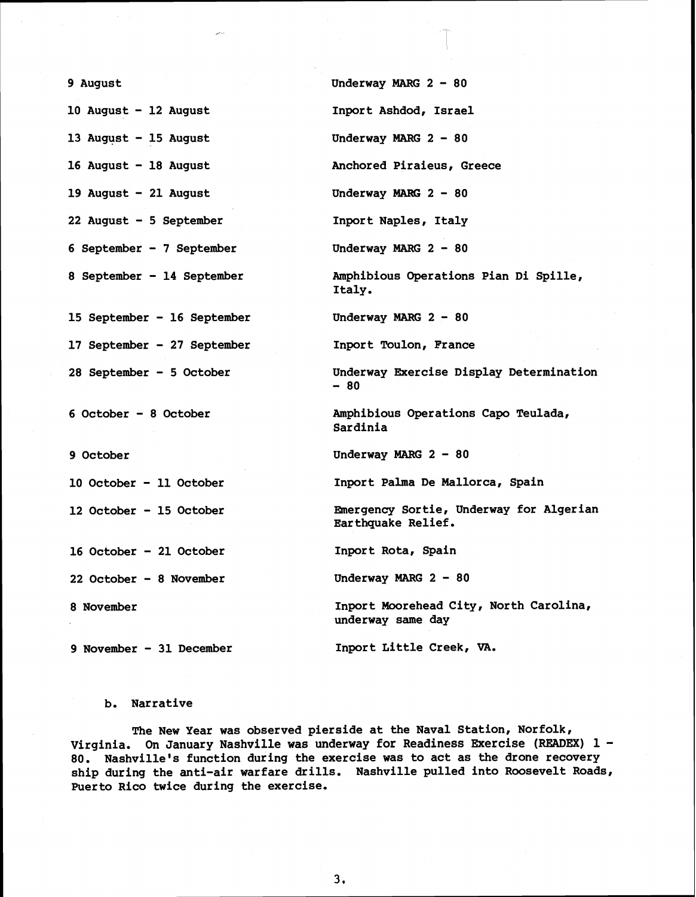| | |
|---|---|
| 9 August | Underway MARG 2 - 80 |
| 10 August - 12 August | Inport Ashdod, Israel |
| 13 August - 15 August | Underway MARG 2 - 80 |
| 16 August - 18 August | Anchored Piraieus, Greece |
| 19 August - 21 August | Underway MARG 2 - 80 |
| 22 August - 5 September | Inport Naples, Italy |
| 6 September - 7 September | Underway MARG 2 - 80 |
| 8 September - 14 September | Amphibious Operations Pian Di Spille, Italy. |
| 15 September - 16 September | Underway MARG 2 - 80 |
| 17 September - 27 September | Inport Toulon, France |
| 28 September - 5 October | Underway Exercise Display Determination - 80 |
| 6 October - 8 October | Amphibious Operations Capo Teulada, Sardinia |
| 9 October | Underway MARG 2 - 80 |
| 10 October - 11 October | Inport Palma De Mallorca, Spain |
| 12 October - 15 October | Emergency Sortie, Underway for Algerian Earthquake Relief. |
| 16 October - 21 October | Inport Rota, Spain |
| 22 October - 8 November | Underway MARG 2 - 80 |
| 8 November | Inport Moorehead City, North Carolina, underway same day |
| 9 November - 31 December | Inport Little Creek, VA. |

b. Narrative

The New Year was observed pierside at the Naval Station, Norfolk, Virginia. On January Nashville was underway for Readiness Exercise (READEX) 1 - 80. Nashville's function during the exercise was to act as the drone recovery ship during the anti-air warfare drills. Nashville pulled into Roosevelt Roads, Puerto Rico twice during the exercise.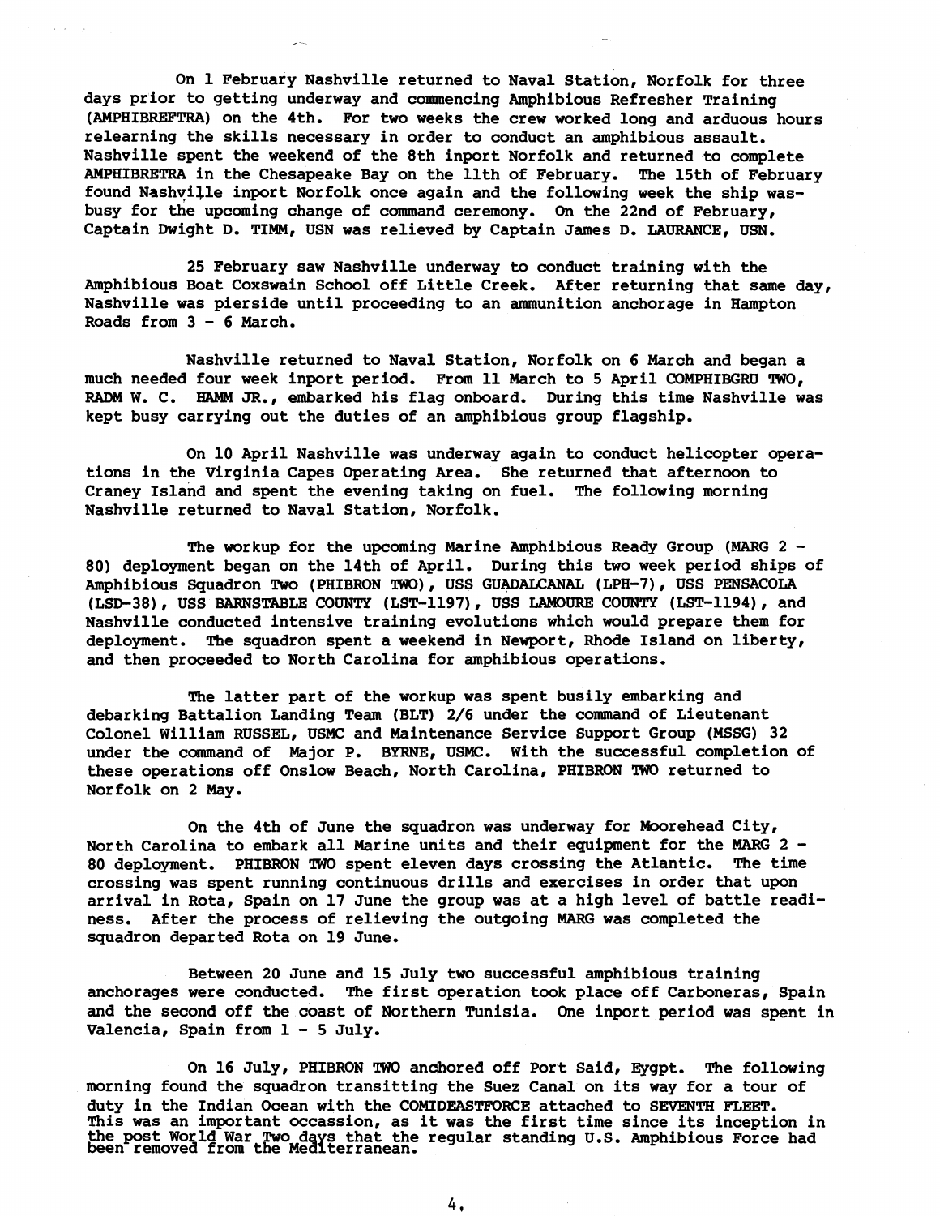On 1 February Nashville returned to Naval Station, Norfolk for three days prior to getting underway and commencing Amphibious Refresher Training (AMPHIBREFTRA) on the 4th. For two weeks the crew worked long and arduous hours relearning the skills necessary in order to conduct an amphibious assault. Nashville spent the weekend of the 8th inport Norfolk and returned to complete AMPHIBRETRA in the Chesapeake Bay on the 11th of February. The 15th of February found Nashville inport Norfolk once again and the following week the ship was busy for the upcoming change of command ceremony. On the 22nd of February, Captain Dwight D. TIMM, USN was relieved by Captain James D. LAURANCE, USN.

25 February saw Nashville underway to conduct training with the Amphibious Boat Coxswain School off Little Creek. After returning that same day, Nashville was pierside until proceeding to an ammunition anchorage in Hampton Roads from 3 - 6 March.

Nashville returned to Naval Station, Norfolk on 6 March and began a much needed four week inport period. From 11 March to 5 April COMPHIBGRU TWO, RADM W. C. HAMM JR., embarked his flag onboard. During this time Nashville was kept busy carrying out the duties of an amphibious group flagship.

On 10 April Nashville was underway again to conduct helicopter operations in the Virginia Capes Operating Area. She returned that afternoon to Craney Island and spent the evening taking on fuel. The following morning Nashville returned to Naval Station, Norfolk.

The workup for the upcoming Marine Amphibious Ready Group (MARG 2 - 80) deployment began on the 14th of April. During this two week period ships of Amphibious Squadron Two (PHIBRON TWO), USS GUADALCANAL (LPH-7), USS PENSACOLA (LSD-38), USS BARNSTABLE COUNTY (LST-1197), USS LAMOURE COUNTY (LST-1194), and Nashville conducted intensive training evolutions which would prepare them for deployment. The squadron spent a weekend in Newport, Rhode Island on liberty, and then proceeded to North Carolina for amphibious operations.

The latter part of the workup was spent busily embarking and debarking Battalion Landing Team (BLT) 2/6 under the command of Lieutenant Colonel William RUSSEL, USMC and Maintenance Service Support Group (MSSG) 32 under the command of Major P. BYRNE, USMC. With the successful completion of these operations off Onslow Beach, North Carolina, PHIBRON TWO returned to Norfolk on 2 May.

On the 4th of June the squadron was underway for Moorehead City, North Carolina to embark all Marine units and their equipment for the MARG 2 - 80 deployment. PHIBRON TWO spent eleven days crossing the Atlantic. The time crossing was spent running continuous drills and exercises in order that upon arrival in Rota, Spain on 17 June the group was at a high level of battle readiness. After the process of relieving the outgoing MARG was completed the squadron departed Rota on 19 June.

Between 20 June and 15 July two successful amphibious training anchorages were conducted. The first operation took place off Carboneras, Spain and the second off the coast of Northern Tunisia. One inport period was spent in Valencia, Spain from 1 - 5 July.

On 16 July, PHIBRON TWO anchored off Port Said, Eygpt. The following morning found the squadron transitting the Suez Canal on its way for a tour of duty in the Indian Ocean with the COMIDEASTFORCE attached to SEVENTH FLEET. This was an important occassion, as it was the first time since its inception in the post World War Two days that the regular standing U.S. Amphibious Force had been removed from the Mediterranean.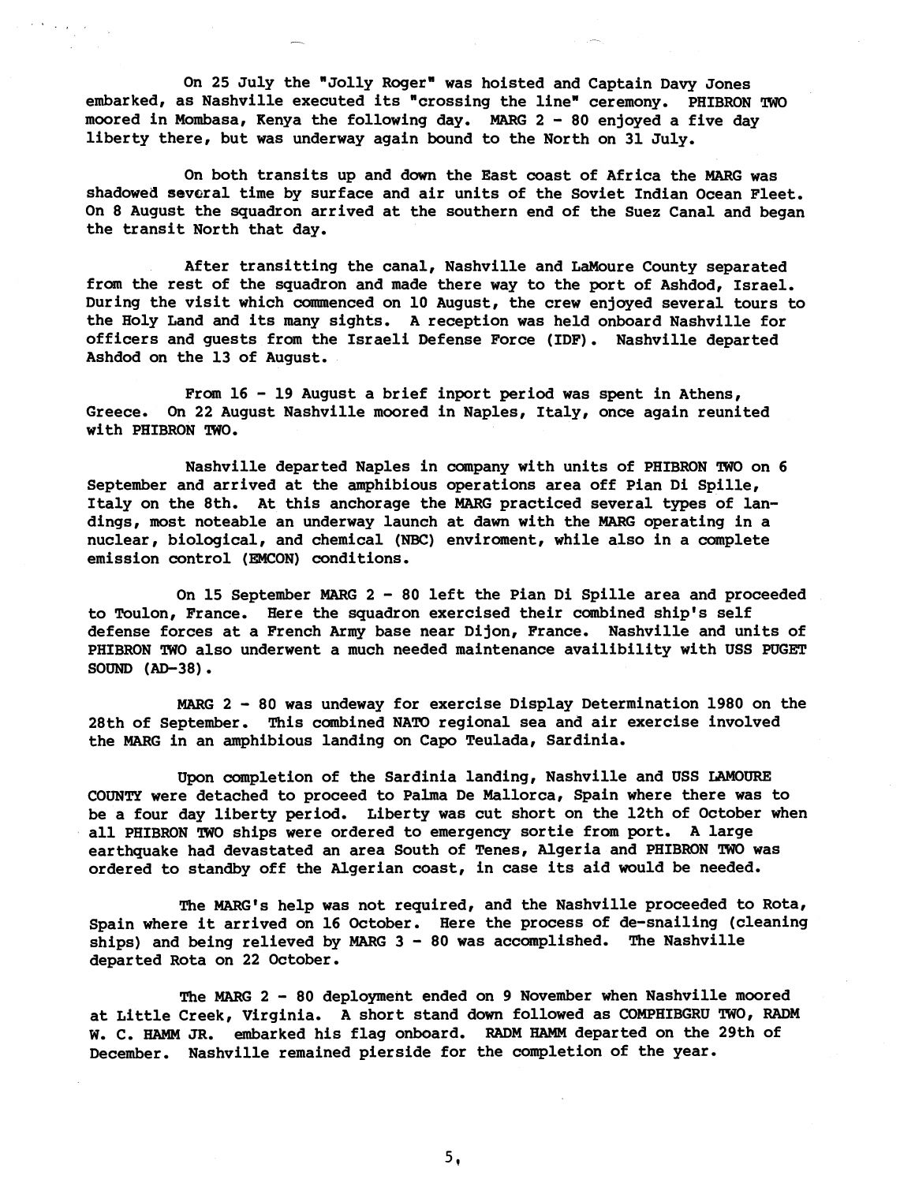On 25 July the "Jolly Roger" was hoisted and Captain Davy Jones embarked, as Nashville executed its "crossing the line" ceremony. PHIBRON TWO moored in Mombasa, Kenya the following day. MARG 2 - 80 enjoyed a five day liberty there, but was underway again bound to the North on 31 July.

On both transits up and down the East coast of Africa the MARG was shadowed several time by surface and air units of the Soviet Indian Ocean Fleet. On 8 August the squadron arrived at the southern end of the Suez Canal and began the transit North that day.

After transitting the canal, Nashville and LaMoure County separated from the rest of the squadron and made there way to the port of Ashdod, Israel. During the visit which commenced on 10 August, the crew enjoyed several tours to the Holy Land and its many sights. A reception was held onboard Nashville for officers and guests from the Israeli Defense Force (IDF). Nashville departed Ashdod on the 13 of August.

From 16 - 19 August a brief inport period was spent in Athens, Greece. On 22 August Nashville moored in Naples, Italy, once again reunited with PHIBRON TWO.

Nashville departed Naples in company with units of PHIBRON TWO on 6 September and arrived at the amphibious operations area off Pian Di Spille, Italy on the 8th. At this anchorage the MARG practiced several types of landings, most noteable an underway launch at dawn with the MARG operating in a nuclear, biological, and chemical (NBC) enviroment, while also in a complete emission control (EMCON) conditions.

On 15 September MARG 2 - 80 left the Pian Di Spille area and proceeded to Toulon, France. Here the squadron exercised their combined ship's self defense forces at a French Army base near Dijon, France. Nashville and units of PHIBRON TWO also underwent a much needed maintenance availibility with USS PUGET SOUND (AD-38).

MARG 2 - 80 was undeway for exercise Display Determination 1980 on the 28th of September. This combined NATO regional sea and air exercise involved the MARG in an amphibious landing on Capo Teulada, Sardinia.

Upon completion of the Sardinia landing, Nashville and USS LAMOURE COUNTY were detached to proceed to Palma De Mallorca, Spain where there was to be a four day liberty period. Liberty was cut short on the 12th of October when all PHIBRON TWO ships were ordered to emergency sortie from port. A large earthquake had devastated an area South of Tenes, Algeria and PHIBRON TWO was ordered to standby off the Algerian coast, in case its aid would be needed.

The MARG's help was not required, and the Nashville proceeded to Rota, Spain where it arrived on 16 October. Here the process of de-snailing (cleaning ships) and being relieved by MARG 3 - 80 was accomplished. The Nashville departed Rota on 22 October.

The MARG 2 - 80 deployment ended on 9 November when Nashville moored at Little Creek, Virginia. A short stand down followed as COMPHIBGRU TWO, RADM W. C. HAMM JR. embarked his flag onboard. RADM HAMM departed on the 29th of December. Nashville remained pierside for the completion of the year.